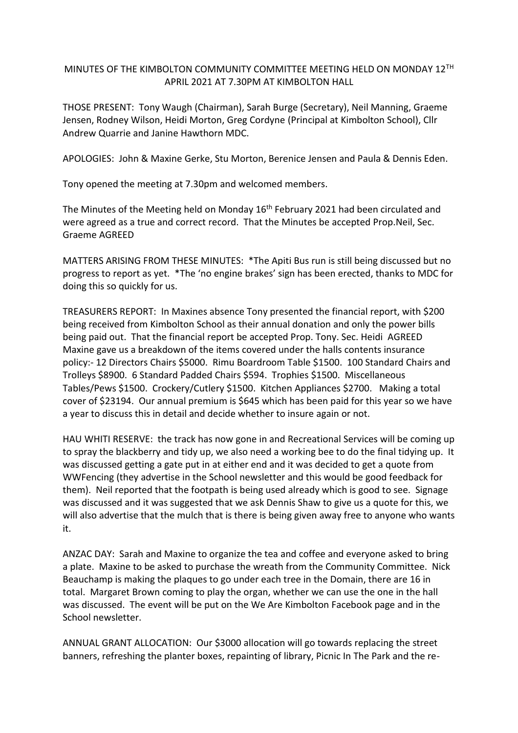MINUTES OF THE KIMBOLTON COMMUNITY COMMITTEE MEETING HELD ON MONDAY 12TH APRIL 2021 AT 7.30PM AT KIMBOLTON HALL

THOSE PRESENT: Tony Waugh (Chairman), Sarah Burge (Secretary), Neil Manning, Graeme Jensen, Rodney Wilson, Heidi Morton, Greg Cordyne (Principal at Kimbolton School), Cllr Andrew Quarrie and Janine Hawthorn MDC.

APOLOGIES: John & Maxine Gerke, Stu Morton, Berenice Jensen and Paula & Dennis Eden.

Tony opened the meeting at 7.30pm and welcomed members.

The Minutes of the Meeting held on Monday 16th February 2021 had been circulated and were agreed as a true and correct record. That the Minutes be accepted Prop.Neil, Sec. Graeme AGREED

MATTERS ARISING FROM THESE MINUTES: *The Apiti Bus run is still being discussed but no progress to report as yet. *The 'no engine brakes' sign has been erected, thanks to MDC for doing this so quickly for us.

TREASURERS REPORT: In Maxines absence Tony presented the financial report, with $200 being received from Kimbolton School as their annual donation and only the power bills being paid out. That the financial report be accepted Prop. Tony. Sec. Heidi AGREED Maxine gave us a breakdown of the items covered under the halls contents insurance policy:- 12 Directors Chairs $5000. Rimu Boardroom Table $1500. 100 Standard Chairs and Trolleys $8900. 6 Standard Padded Chairs $594. Trophies $1500. Miscellaneous Tables/Pews $1500. Crockery/Cutlery $1500. Kitchen Appliances $2700. Making a total cover of $23194. Our annual premium is $645 which has been paid for this year so we have a year to discuss this in detail and decide whether to insure again or not.

HAU WHITI RESERVE: the track has now gone in and Recreational Services will be coming up to spray the blackberry and tidy up, we also need a working bee to do the final tidying up. It was discussed getting a gate put in at either end and it was decided to get a quote from WWFencing (they advertise in the School newsletter and this would be good feedback for them). Neil reported that the footpath is being used already which is good to see. Signage was discussed and it was suggested that we ask Dennis Shaw to give us a quote for this, we will also advertise that the mulch that is there is being given away free to anyone who wants it.

ANZAC DAY: Sarah and Maxine to organize the tea and coffee and everyone asked to bring a plate. Maxine to be asked to purchase the wreath from the Community Committee. Nick Beauchamp is making the plaques to go under each tree in the Domain, there are 16 in total. Margaret Brown coming to play the organ, whether we can use the one in the hall was discussed. The event will be put on the We Are Kimbolton Facebook page and in the School newsletter.

ANNUAL GRANT ALLOCATION: Our $3000 allocation will go towards replacing the street banners, refreshing the planter boxes, repainting of library, Picnic In The Park and the re-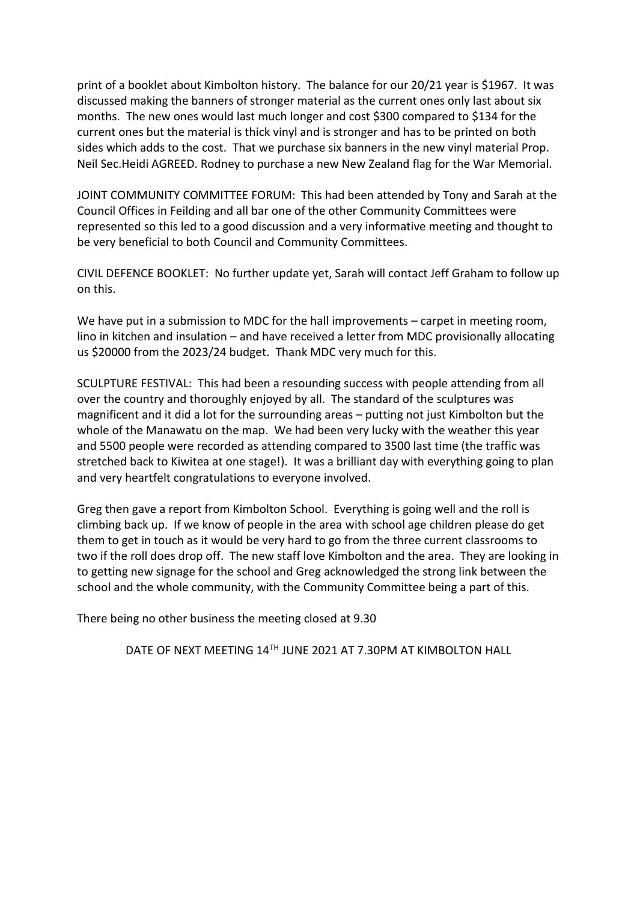print of a booklet about Kimbolton history. The balance for our 20/21 year is $1967. It was discussed making the banners of stronger material as the current ones only last about six months. The new ones would last much longer and cost $300 compared to $134 for the current ones but the material is thick vinyl and is stronger and has to be printed on both sides which adds to the cost. That we purchase six banners in the new vinyl material Prop. Neil Sec.Heidi AGREED. Rodney to purchase a new New Zealand flag for the War Memorial.

JOINT COMMUNITY COMMITTEE FORUM: This had been attended by Tony and Sarah at the Council Offices in Feilding and all bar one of the other Community Committees were represented so this led to a good discussion and a very informative meeting and thought to be very beneficial to both Council and Community Committees.

CIVIL DEFENCE BOOKLET: No further update yet, Sarah will contact Jeff Graham to follow up on this.

We have put in a submission to MDC for the hall improvements – carpet in meeting room, lino in kitchen and insulation – and have received a letter from MDC provisionally allocating us $20000 from the 2023/24 budget. Thank MDC very much for this.

SCULPTURE FESTIVAL: This had been a resounding success with people attending from all over the country and thoroughly enjoyed by all. The standard of the sculptures was magnificent and it did a lot for the surrounding areas – putting not just Kimbolton but the whole of the Manawatu on the map. We had been very lucky with the weather this year and 5500 people were recorded as attending compared to 3500 last time (the traffic was stretched back to Kiwitea at one stage!). It was a brilliant day with everything going to plan and very heartfelt congratulations to everyone involved.

Greg then gave a report from Kimbolton School. Everything is going well and the roll is climbing back up. If we know of people in the area with school age children please do get them to get in touch as it would be very hard to go from the three current classrooms to two if the roll does drop off. The new staff love Kimbolton and the area. They are looking in to getting new signage for the school and Greg acknowledged the strong link between the school and the whole community, with the Community Committee being a part of this.

There being no other business the meeting closed at 9.30

DATE OF NEXT MEETING 14TH JUNE 2021 AT 7.30PM AT KIMBOLTON HALL